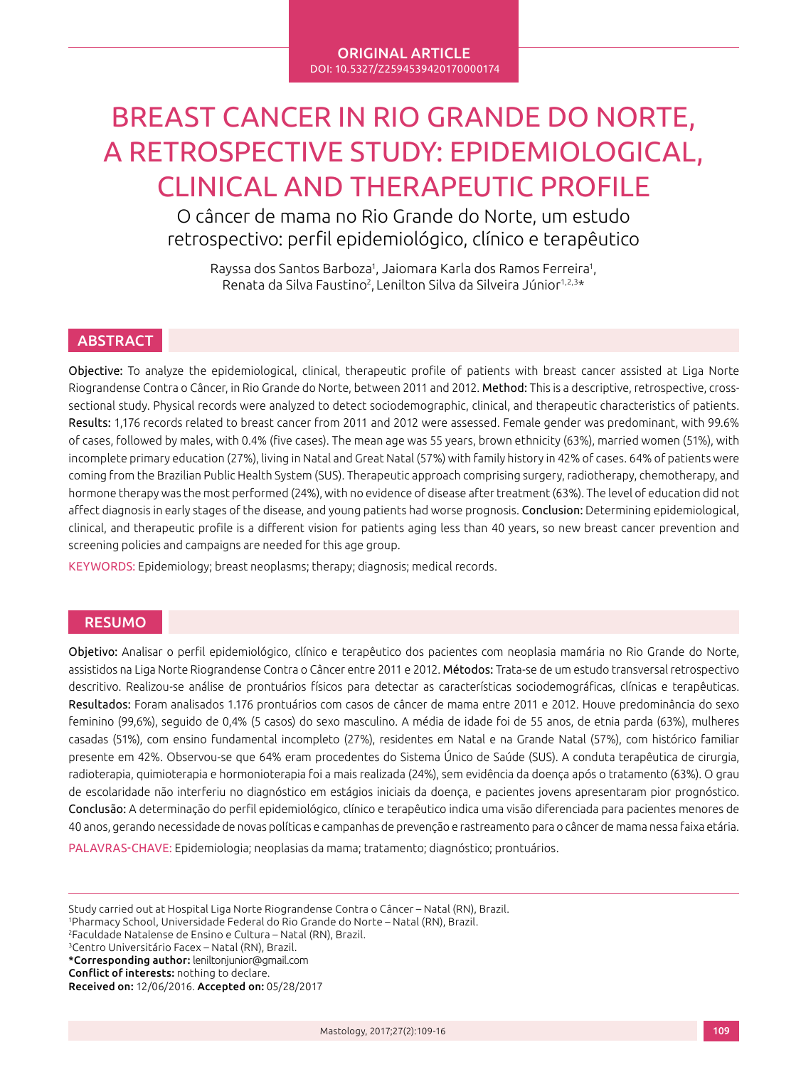ORIGINAL ARTICLE
DOI: 10.5327/Z2594539420170000174

# BREAST CANCER IN RIO GRANDE DO NORTE, A RETROSPECTIVE STUDY: EPIDEMIOLOGICAL, CLINICAL AND THERAPEUTIC PROFILE

## O câncer de mama no Rio Grande do Norte, um estudo retrospectivo: perfil epidemiológico, clínico e terapêutico

Rayssa dos Santos Barboza[1], Jaiomara Karla dos Ramos Ferreira[1], Renata da Silva Faustino[2], Lenilton Silva da Silveira Júnior[1,2,3]*

## ABSTRACT

**Objective:** To analyze the epidemiological, clinical, therapeutic profile of patients with breast cancer assisted at Liga Norte Riograndense Contra o Câncer, in Rio Grande do Norte, between 2011 and 2012. **Method:** This is a descriptive, retrospective, cross-sectional study. Physical records were analyzed to detect sociodemographic, clinical, and therapeutic characteristics of patients. **Results:** 1,176 records related to breast cancer from 2011 and 2012 were assessed. Female gender was predominant, with 99.6% of cases, followed by males, with 0.4% (five cases). The mean age was 55 years, brown ethnicity (63%), married women (51%), with incomplete primary education (27%), living in Natal and Great Natal (57%) with family history in 42% of cases. 64% of patients were coming from the Brazilian Public Health System (SUS). Therapeutic approach comprising surgery, radiotherapy, chemotherapy, and hormone therapy was the most performed (24%), with no evidence of disease after treatment (63%). The level of education did not affect diagnosis in early stages of the disease, and young patients had worse prognosis. **Conclusion:** Determining epidemiological, clinical, and therapeutic profile is a different vision for patients aging less than 40 years, so new breast cancer prevention and screening policies and campaigns are needed for this age group.

**KEYWORDS:** Epidemiology; breast neoplasms; therapy; diagnosis; medical records.

## RESUMO

**Objetivo:** Analisar o perfil epidemiológico, clínico e terapêutico dos pacientes com neoplasia mamária no Rio Grande do Norte, assistidos na Liga Norte Riograndense Contra o Câncer entre 2011 e 2012. **Métodos:** Trata-se de um estudo transversal retrospectivo descritivo. Realizou-se análise de prontuários físicos para detectar as características sociodemográficas, clínicas e terapêuticas. **Resultados:** Foram analisados 1.176 prontuários com casos de câncer de mama entre 2011 e 2012. Houve predominância do sexo feminino (99,6%), seguido de 0,4% (5 casos) do sexo masculino. A média de idade foi de 55 anos, de etnia parda (63%), mulheres casadas (51%), com ensino fundamental incompleto (27%), residentes em Natal e na Grande Natal (57%), com histórico familiar presente em 42%. Observou-se que 64% eram procedentes do Sistema Único de Saúde (SUS). A conduta terapêutica de cirurgia, radioterapia, quimioterapia e hormonioterapia foi a mais realizada (24%), sem evidência da doença após o tratamento (63%). O grau de escolaridade não interferiu no diagnóstico em estágios iniciais da doença, e pacientes jovens apresentaram pior prognóstico. **Conclusão:** A determinação do perfil epidemiológico, clínico e terapêutico indica uma visão diferenciada para pacientes menores de 40 anos, gerando necessidade de novas políticas e campanhas de prevenção e rastreamento para o câncer de mama nessa faixa etária.

**PALAVRAS-CHAVE:** Epidemiologia; neoplasias da mama; tratamento; diagnóstico; prontuários.

---

Study carried out at Hospital Liga Norte Riograndense Contra o Câncer – Natal (RN), Brazil.
[1]Pharmacy School, Universidade Federal do Rio Grande do Norte – Natal (RN), Brazil.
[2]Faculdade Natalense de Ensino e Cultura – Natal (RN), Brazil.
[3]Centro Universitário Facex – Natal (RN), Brazil.
***Corresponding author:** leniltonjunior@gmail.com
**Conflict of interests:** nothing to declare.
**Received on:** 12/06/2016. **Accepted on:** 05/28/2017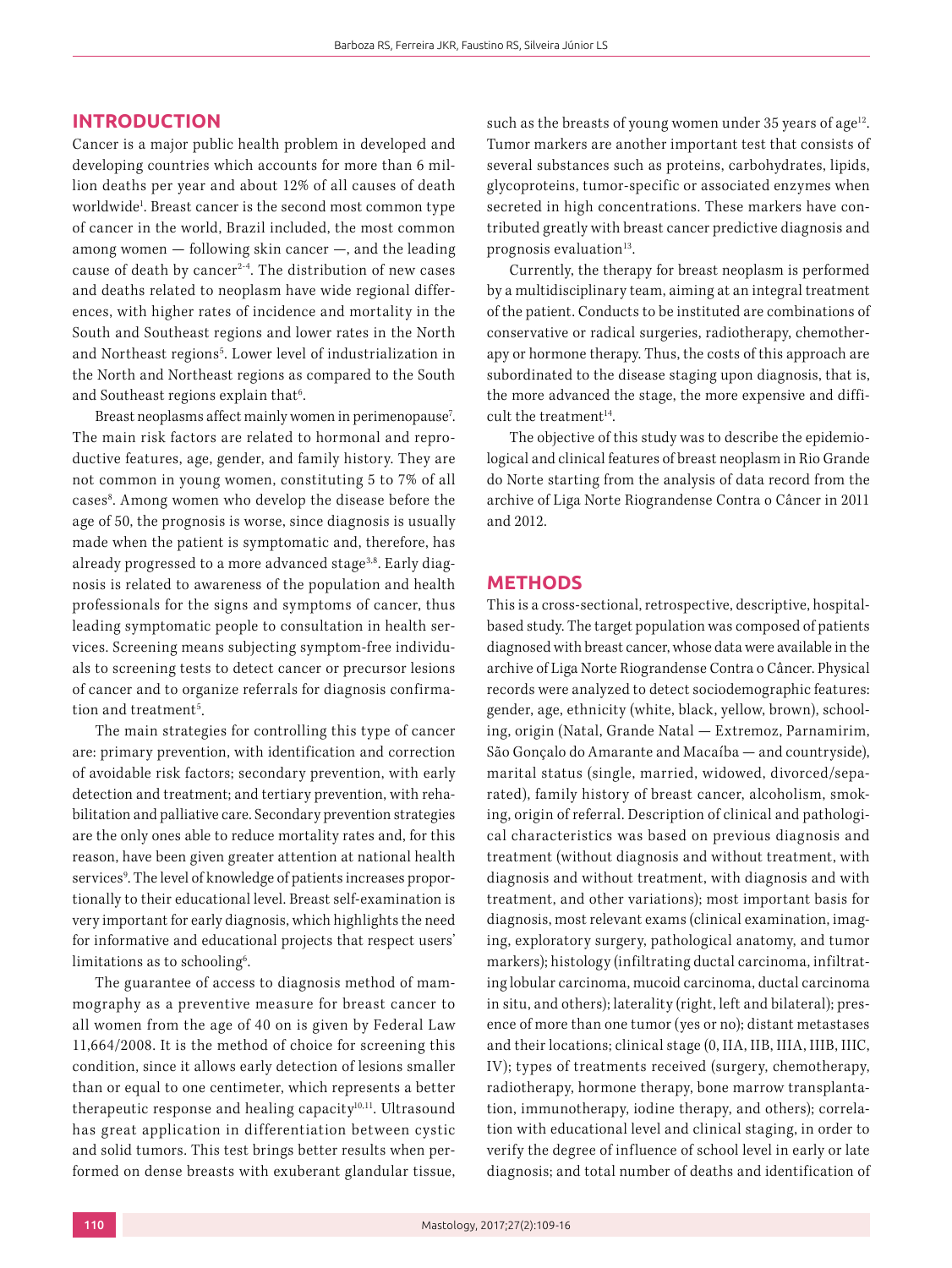## INTRODUCTION

Cancer is a major public health problem in developed and developing countries which accounts for more than 6 million deaths per year and about 12% of all causes of death worldwide[1]. Breast cancer is the second most common type of cancer in the world, Brazil included, the most common among women — following skin cancer —, and the leading cause of death by cancer[2-4]. The distribution of new cases and deaths related to neoplasm have wide regional differences, with higher rates of incidence and mortality in the South and Southeast regions and lower rates in the North and Northeast regions[5]. Lower level of industrialization in the North and Northeast regions as compared to the South and Southeast regions explain that[6].

Breast neoplasms affect mainly women in perimenopause[7]. The main risk factors are related to hormonal and reproductive features, age, gender, and family history. They are not common in young women, constituting 5 to 7% of all cases[8]. Among women who develop the disease before the age of 50, the prognosis is worse, since diagnosis is usually made when the patient is symptomatic and, therefore, has already progressed to a more advanced stage[3,8]. Early diagnosis is related to awareness of the population and health professionals for the signs and symptoms of cancer, thus leading symptomatic people to consultation in health services. Screening means subjecting symptom-free individuals to screening tests to detect cancer or precursor lesions of cancer and to organize referrals for diagnosis confirmation and treatment[5].

The main strategies for controlling this type of cancer are: primary prevention, with identification and correction of avoidable risk factors; secondary prevention, with early detection and treatment; and tertiary prevention, with rehabilitation and palliative care. Secondary prevention strategies are the only ones able to reduce mortality rates and, for this reason, have been given greater attention at national health services[9]. The level of knowledge of patients increases proportionally to their educational level. Breast self-examination is very important for early diagnosis, which highlights the need for informative and educational projects that respect users' limitations as to schooling[6].

The guarantee of access to diagnosis method of mammography as a preventive measure for breast cancer to all women from the age of 40 on is given by Federal Law 11,664/2008. It is the method of choice for screening this condition, since it allows early detection of lesions smaller than or equal to one centimeter, which represents a better therapeutic response and healing capacity[10,11]. Ultrasound has great application in differentiation between cystic and solid tumors. This test brings better results when performed on dense breasts with exuberant glandular tissue, such as the breasts of young women under 35 years of age[12]. Tumor markers are another important test that consists of several substances such as proteins, carbohydrates, lipids, glycoproteins, tumor-specific or associated enzymes when secreted in high concentrations. These markers have contributed greatly with breast cancer predictive diagnosis and prognosis evaluation[13].

Currently, the therapy for breast neoplasm is performed by a multidisciplinary team, aiming at an integral treatment of the patient. Conducts to be instituted are combinations of conservative or radical surgeries, radiotherapy, chemotherapy or hormone therapy. Thus, the costs of this approach are subordinated to the disease staging upon diagnosis, that is, the more advanced the stage, the more expensive and difficult the treatment[14].

The objective of this study was to describe the epidemiological and clinical features of breast neoplasm in Rio Grande do Norte starting from the analysis of data record from the archive of Liga Norte Riograndense Contra o Câncer in 2011 and 2012.

## METHODS

This is a cross-sectional, retrospective, descriptive, hospital-based study. The target population was composed of patients diagnosed with breast cancer, whose data were available in the archive of Liga Norte Riograndense Contra o Câncer. Physical records were analyzed to detect sociodemographic features: gender, age, ethnicity (white, black, yellow, brown), schooling, origin (Natal, Grande Natal — Extremoz, Parnamirim, São Gonçalo do Amarante and Macaíba — and countryside), marital status (single, married, widowed, divorced/separated), family history of breast cancer, alcoholism, smoking, origin of referral. Description of clinical and pathological characteristics was based on previous diagnosis and treatment (without diagnosis and without treatment, with diagnosis and without treatment, with diagnosis and with treatment, and other variations); most important basis for diagnosis, most relevant exams (clinical examination, imaging, exploratory surgery, pathological anatomy, and tumor markers); histology (infiltrating ductal carcinoma, infiltrating lobular carcinoma, mucoid carcinoma, ductal carcinoma in situ, and others); laterality (right, left and bilateral); presence of more than one tumor (yes or no); distant metastases and their locations; clinical stage (0, IIA, IIB, IIIA, IIIB, IIIC, IV); types of treatments received (surgery, chemotherapy, radiotherapy, hormone therapy, bone marrow transplantation, immunotherapy, iodine therapy, and others); correlation with educational level and clinical staging, in order to verify the degree of influence of school level in early or late diagnosis; and total number of deaths and identification of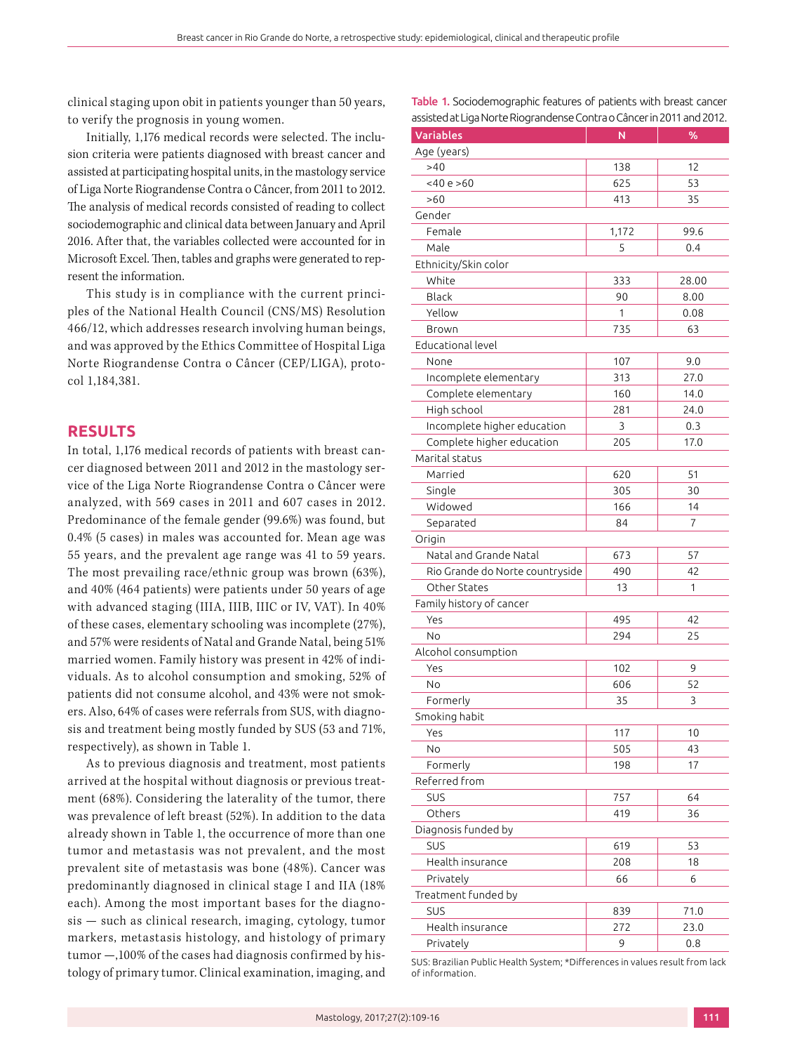clinical staging upon obit in patients younger than 50 years, to verify the prognosis in young women.

Initially, 1,176 medical records were selected. The inclusion criteria were patients diagnosed with breast cancer and assisted at participating hospital units, in the mastology service of Liga Norte Riograndense Contra o Câncer, from 2011 to 2012. The analysis of medical records consisted of reading to collect sociodemographic and clinical data between January and April 2016. After that, the variables collected were accounted for in Microsoft Excel. Then, tables and graphs were generated to represent the information.

This study is in compliance with the current principles of the National Health Council (CNS/MS) Resolution 466/12, which addresses research involving human beings, and was approved by the Ethics Committee of Hospital Liga Norte Riograndense Contra o Câncer (CEP/LIGA), protocol 1,184,381.

## RESULTS

In total, 1,176 medical records of patients with breast cancer diagnosed between 2011 and 2012 in the mastology service of the Liga Norte Riograndense Contra o Câncer were analyzed, with 569 cases in 2011 and 607 cases in 2012. Predominance of the female gender (99.6%) was found, but 0.4% (5 cases) in males was accounted for. Mean age was 55 years, and the prevalent age range was 41 to 59 years. The most prevailing race/ethnic group was brown (63%), and 40% (464 patients) were patients under 50 years of age with advanced staging (IIIA, IIIB, IIIC or IV, VAT). In 40% of these cases, elementary schooling was incomplete (27%), and 57% were residents of Natal and Grande Natal, being 51% married women. Family history was present in 42% of individuals. As to alcohol consumption and smoking, 52% of patients did not consume alcohol, and 43% were not smokers. Also, 64% of cases were referrals from SUS, with diagnosis and treatment being mostly funded by SUS (53 and 71%, respectively), as shown in Table 1.

As to previous diagnosis and treatment, most patients arrived at the hospital without diagnosis or previous treatment (68%). Considering the laterality of the tumor, there was prevalence of left breast (52%). In addition to the data already shown in Table 1, the occurrence of more than one tumor and metastasis was not prevalent, and the most prevalent site of metastasis was bone (48%). Cancer was predominantly diagnosed in clinical stage I and IIA (18% each). Among the most important bases for the diagnosis — such as clinical research, imaging, cytology, tumor markers, metastasis histology, and histology of primary tumor —,100% of the cases had diagnosis confirmed by histology of primary tumor. Clinical examination, imaging, and

**Table 1.** Sociodemographic features of patients with breast cancer assisted at Liga Norte Riograndense Contra o Câncer in 2011 and 2012.

| Variables | N | % |
|---|---|---|
| Age (years) | | |
| >40 | 138 | 12 |
| <40 e >60 | 625 | 53 |
| >60 | 413 | 35 |
| Gender | | |
| Female | 1,172 | 99.6 |
| Male | 5 | 0.4 |
| Ethnicity/Skin color | | |
| White | 333 | 28.00 |
| Black | 90 | 8.00 |
| Yellow | 1 | 0.08 |
| Brown | 735 | 63 |
| Educational level | | |
| None | 107 | 9.0 |
| Incomplete elementary | 313 | 27.0 |
| Complete elementary | 160 | 14.0 |
| High school | 281 | 24.0 |
| Incomplete higher education | 3 | 0.3 |
| Complete higher education | 205 | 17.0 |
| Marital status | | |
| Married | 620 | 51 |
| Single | 305 | 30 |
| Widowed | 166 | 14 |
| Separated | 84 | 7 |
| Origin | | |
| Natal and Grande Natal | 673 | 57 |
| Rio Grande do Norte countryside | 490 | 42 |
| Other States | 13 | 1 |
| Family history of cancer | | |
| Yes | 495 | 42 |
| No | 294 | 25 |
| Alcohol consumption | | |
| Yes | 102 | 9 |
| No | 606 | 52 |
| Formerly | 35 | 3 |
| Smoking habit | | |
| Yes | 117 | 10 |
| No | 505 | 43 |
| Formerly | 198 | 17 |
| Referred from | | |
| SUS | 757 | 64 |
| Others | 419 | 36 |
| Diagnosis funded by | | |
| SUS | 619 | 53 |
| Health insurance | 208 | 18 |
| Privately | 66 | 6 |
| Treatment funded by | | |
| SUS | 839 | 71.0 |
| Health insurance | 272 | 23.0 |
| Privately | 9 | 0.8 |

SUS: Brazilian Public Health System; *Differences in values result from lack of information.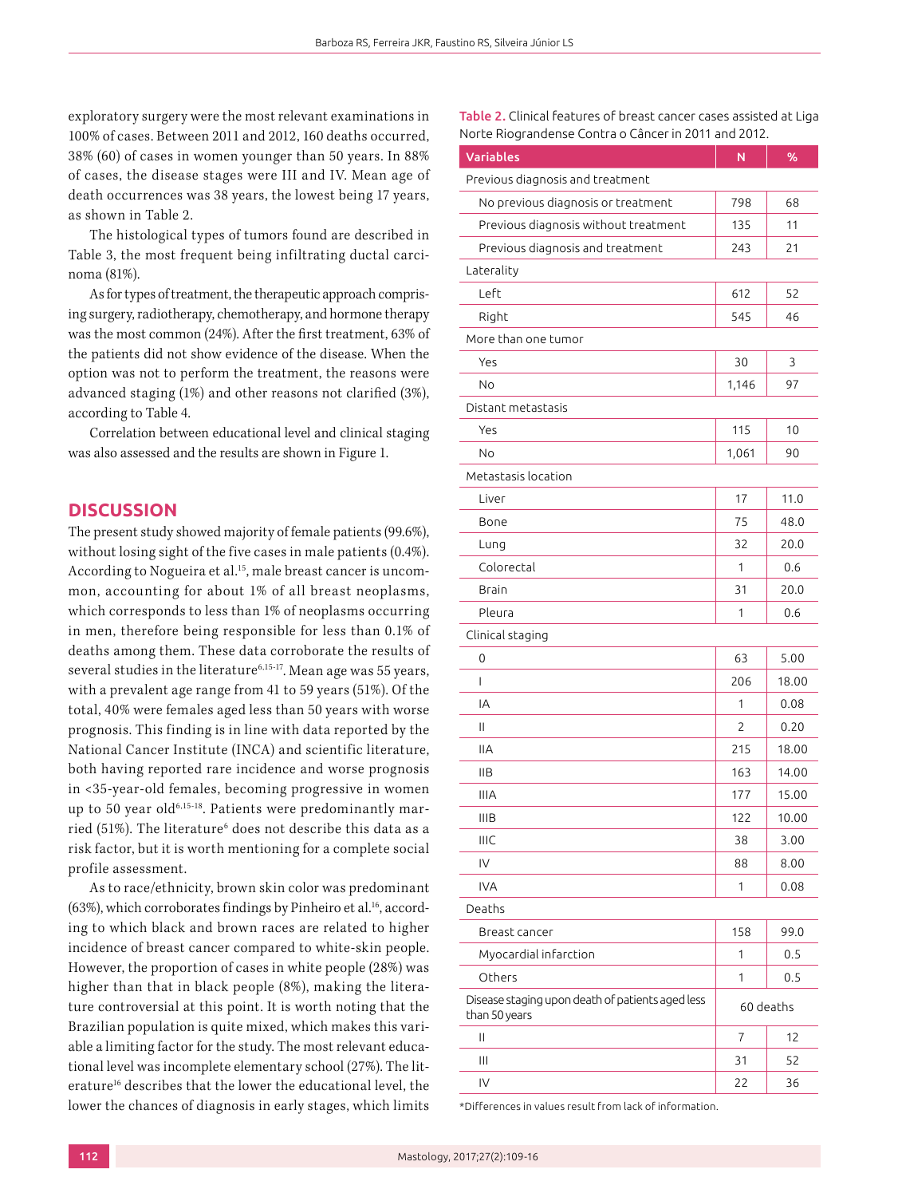exploratory surgery were the most relevant examinations in 100% of cases. Between 2011 and 2012, 160 deaths occurred, 38% (60) of cases in women younger than 50 years. In 88% of cases, the disease stages were III and IV. Mean age of death occurrences was 38 years, the lowest being 17 years, as shown in Table 2.

The histological types of tumors found are described in Table 3, the most frequent being infiltrating ductal carcinoma (81%).

As for types of treatment, the therapeutic approach comprising surgery, radiotherapy, chemotherapy, and hormone therapy was the most common (24%). After the first treatment, 63% of the patients did not show evidence of the disease. When the option was not to perform the treatment, the reasons were advanced staging (1%) and other reasons not clarified (3%), according to Table 4.

Correlation between educational level and clinical staging was also assessed and the results are shown in Figure 1.

**Table 2.** Clinical features of breast cancer cases assisted at Liga Norte Riograndense Contra o Câncer in 2011 and 2012.

| Variables | N | % |
|---|---|---|
| Previous diagnosis and treatment | | |
| No previous diagnosis or treatment | 798 | 68 |
| Previous diagnosis without treatment | 135 | 11 |
| Previous diagnosis and treatment | 243 | 21 |
| Laterality | | |
| Left | 612 | 52 |
| Right | 545 | 46 |
| More than one tumor | | |
| Yes | 30 | 3 |
| No | 1,146 | 97 |
| Distant metastasis | | |
| Yes | 115 | 10 |
| No | 1,061 | 90 |
| Metastasis location | | |
| Liver | 17 | 11.0 |
| Bone | 75 | 48.0 |
| Lung | 32 | 20.0 |
| Colorectal | 1 | 0.6 |
| Brain | 31 | 20.0 |
| Pleura | 1 | 0.6 |
| Clinical staging | | |
| 0 | 63 | 5.00 |
| I | 206 | 18.00 |
| IA | 1 | 0.08 |
| II | 2 | 0.20 |
| IIA | 215 | 18.00 |
| IIB | 163 | 14.00 |
| IIIA | 177 | 15.00 |
| IIIB | 122 | 10.00 |
| IIIC | 38 | 3.00 |
| IV | 88 | 8.00 |
| IVA | 1 | 0.08 |
| Deaths | | |
| Breast cancer | 158 | 99.0 |
| Myocardial infarction | 1 | 0.5 |
| Others | 1 | 0.5 |
| Disease staging upon death of patients aged less than 50 years | 60 deaths | |
| II | 7 | 12 |
| III | 31 | 52 |
| IV | 22 | 36 |

*Differences in values result from lack of information.

## DISCUSSION

The present study showed majority of female patients (99.6%), without losing sight of the five cases in male patients (0.4%). According to Nogueira et al.[15], male breast cancer is uncommon, accounting for about 1% of all breast neoplasms, which corresponds to less than 1% of neoplasms occurring in men, therefore being responsible for less than 0.1% of deaths among them. These data corroborate the results of several studies in the literature[6,15-17]. Mean age was 55 years, with a prevalent age range from 41 to 59 years (51%). Of the total, 40% were females aged less than 50 years with worse prognosis. This finding is in line with data reported by the National Cancer Institute (INCA) and scientific literature, both having reported rare incidence and worse prognosis in <35-year-old females, becoming progressive in women up to 50 year old[6,15-18]. Patients were predominantly married (51%). The literature[6] does not describe this data as a risk factor, but it is worth mentioning for a complete social profile assessment.

As to race/ethnicity, brown skin color was predominant (63%), which corroborates findings by Pinheiro et al.[16], according to which black and brown races are related to higher incidence of breast cancer compared to white-skin people. However, the proportion of cases in white people (28%) was higher than that in black people (8%), making the literature controversial at this point. It is worth noting that the Brazilian population is quite mixed, which makes this variable a limiting factor for the study. The most relevant educational level was incomplete elementary school (27%). The literature[16] describes that the lower the educational level, the lower the chances of diagnosis in early stages, which limits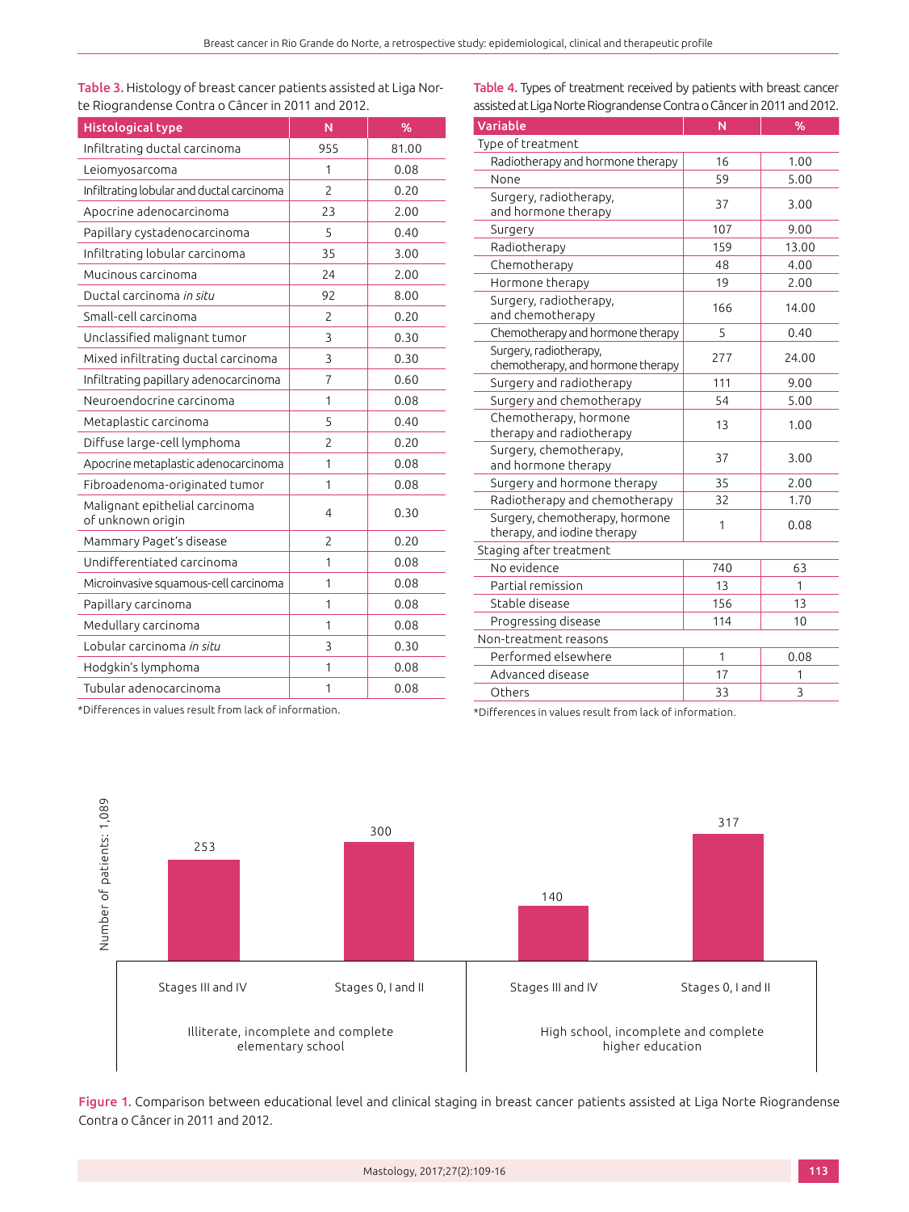**Table 3.** Histology of breast cancer patients assisted at Liga Norte Riograndense Contra o Câncer in 2011 and 2012.

| Histological type | N | % |
|---|---|---|
| Infiltrating ductal carcinoma | 955 | 81.00 |
| Leiomyosarcoma | 1 | 0.08 |
| Infiltrating lobular and ductal carcinoma | 2 | 0.20 |
| Apocrine adenocarcinoma | 23 | 2.00 |
| Papillary cystadenocarcinoma | 5 | 0.40 |
| Infiltrating lobular carcinoma | 35 | 3.00 |
| Mucinous carcinoma | 24 | 2.00 |
| Ductal carcinoma *in situ* | 92 | 8.00 |
| Small-cell carcinoma | 2 | 0.20 |
| Unclassified malignant tumor | 3 | 0.30 |
| Mixed infiltrating ductal carcinoma | 3 | 0.30 |
| Infiltrating papillary adenocarcinoma | 7 | 0.60 |
| Neuroendocrine carcinoma | 1 | 0.08 |
| Metaplastic carcinoma | 5 | 0.40 |
| Diffuse large-cell lymphoma | 2 | 0.20 |
| Apocrine metaplastic adenocarcinoma | 1 | 0.08 |
| Fibroadenoma-originated tumor | 1 | 0.08 |
| Malignant epithelial carcinoma of unknown origin | 4 | 0.30 |
| Mammary Paget's disease | 2 | 0.20 |
| Undifferentiated carcinoma | 1 | 0.08 |
| Microinvasive squamous-cell carcinoma | 1 | 0.08 |
| Papillary carcinoma | 1 | 0.08 |
| Medullary carcinoma | 1 | 0.08 |
| Lobular carcinoma *in situ* | 3 | 0.30 |
| Hodgkin's lymphoma | 1 | 0.08 |
| Tubular adenocarcinoma | 1 | 0.08 |

*Differences in values result from lack of information.

**Table 4.** Types of treatment received by patients with breast cancer assisted at Liga Norte Riograndense Contra o Câncer in 2011 and 2012.

| Variable | N | % |
|---|---|---|
| Type of treatment | | |
| Radiotherapy and hormone therapy | 16 | 1.00 |
| None | 59 | 5.00 |
| Surgery, radiotherapy, and hormone therapy | 37 | 3.00 |
| Surgery | 107 | 9.00 |
| Radiotherapy | 159 | 13.00 |
| Chemotherapy | 48 | 4.00 |
| Hormone therapy | 19 | 2.00 |
| Surgery, radiotherapy, and chemotherapy | 166 | 14.00 |
| Chemotherapy and hormone therapy | 5 | 0.40 |
| Surgery, radiotherapy, chemotherapy, and hormone therapy | 277 | 24.00 |
| Surgery and radiotherapy | 111 | 9.00 |
| Surgery and chemotherapy | 54 | 5.00 |
| Chemotherapy, hormone therapy and radiotherapy | 13 | 1.00 |
| Surgery, chemotherapy, and hormone therapy | 37 | 3.00 |
| Surgery and hormone therapy | 35 | 2.00 |
| Radiotherapy and chemotherapy | 32 | 1.70 |
| Surgery, chemotherapy, hormone therapy, and iodine therapy | 1 | 0.08 |
| Staging after treatment | | |
| No evidence | 740 | 63 |
| Partial remission | 13 | 1 |
| Stable disease | 156 | 13 |
| Progressing disease | 114 | 10 |
| Non-treatment reasons | | |
| Performed elsewhere | 1 | 0.08 |
| Advanced disease | 17 | 1 |
| Others | 33 | 3 |

*Differences in values result from lack of information.

| Educational level | Stage | Number of patients (total: 1,089) |
|---|---|---|
| Illiterate, incomplete and complete elementary school | Stages III and IV | 253 |
| Illiterate, incomplete and complete elementary school | Stages 0, I and II | 300 |
| High school, incomplete and complete higher education | Stages III and IV | 140 |
| High school, incomplete and complete higher education | Stages 0, I and II | 317 |

**Figure 1.** Comparison between educational level and clinical staging in breast cancer patients assisted at Liga Norte Riograndense Contra o Câncer in 2011 and 2012.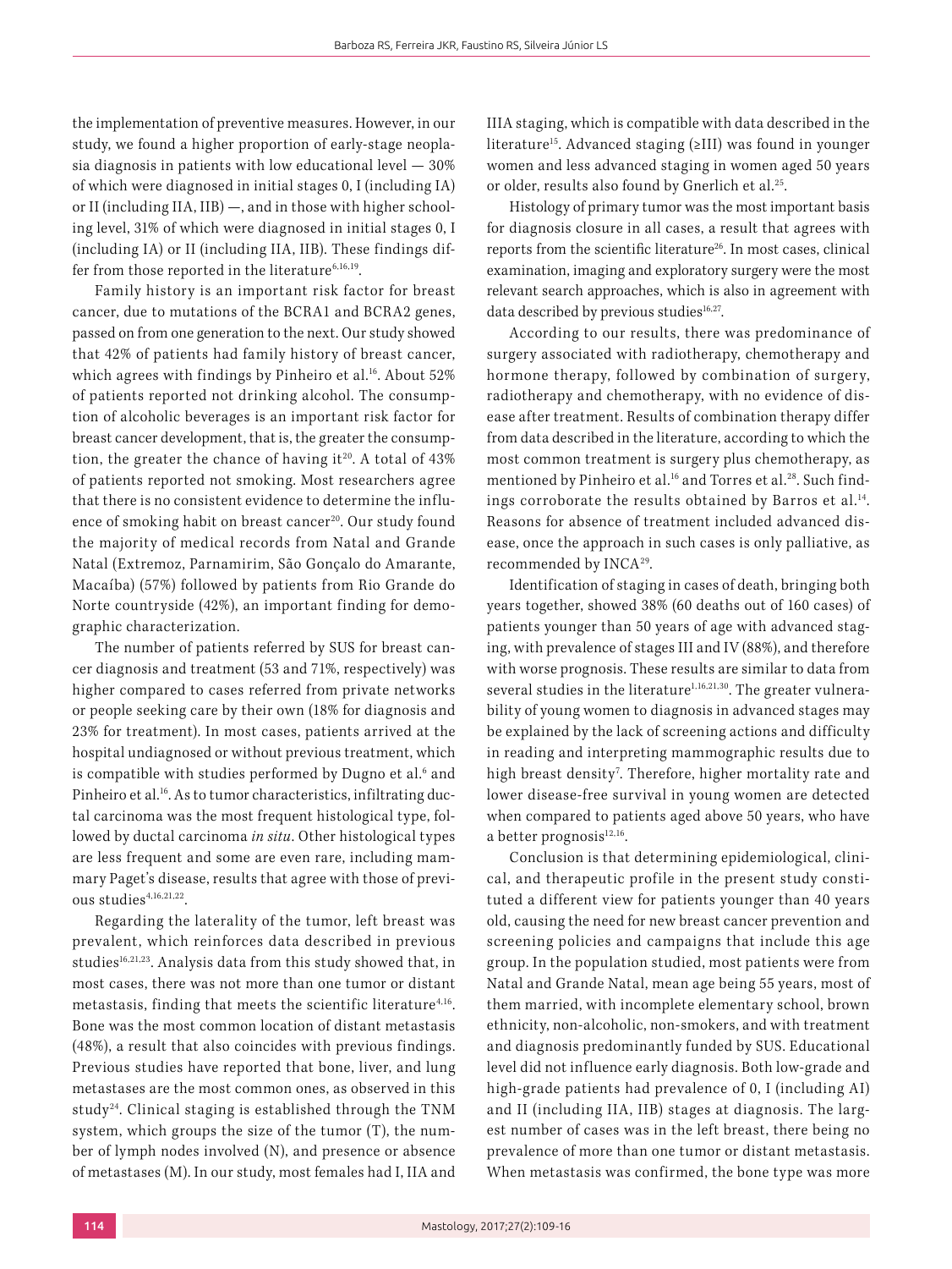the implementation of preventive measures. However, in our study, we found a higher proportion of early-stage neoplasia diagnosis in patients with low educational level — 30% of which were diagnosed in initial stages 0, I (including IA) or II (including IIA, IIB) —, and in those with higher schooling level, 31% of which were diagnosed in initial stages 0, I (including IA) or II (including IIA, IIB). These findings differ from those reported in the literature[6,16,19].

Family history is an important risk factor for breast cancer, due to mutations of the BCRA1 and BCRA2 genes, passed on from one generation to the next. Our study showed that 42% of patients had family history of breast cancer, which agrees with findings by Pinheiro et al.[16]. About 52% of patients reported not drinking alcohol. The consumption of alcoholic beverages is an important risk factor for breast cancer development, that is, the greater the consumption, the greater the chance of having it[20]. A total of 43% of patients reported not smoking. Most researchers agree that there is no consistent evidence to determine the influence of smoking habit on breast cancer[20]. Our study found the majority of medical records from Natal and Grande Natal (Extremoz, Parnamirim, São Gonçalo do Amarante, Macaíba) (57%) followed by patients from Rio Grande do Norte countryside (42%), an important finding for demographic characterization.

The number of patients referred by SUS for breast cancer diagnosis and treatment (53 and 71%, respectively) was higher compared to cases referred from private networks or people seeking care by their own (18% for diagnosis and 23% for treatment). In most cases, patients arrived at the hospital undiagnosed or without previous treatment, which is compatible with studies performed by Dugno et al.[6] and Pinheiro et al.[16]. As to tumor characteristics, infiltrating ductal carcinoma was the most frequent histological type, followed by ductal carcinoma *in situ*. Other histological types are less frequent and some are even rare, including mammary Paget's disease, results that agree with those of previous studies[4,16,21,22].

Regarding the laterality of the tumor, left breast was prevalent, which reinforces data described in previous studies[16,21,23]. Analysis data from this study showed that, in most cases, there was not more than one tumor or distant metastasis, finding that meets the scientific literature[4,16]. Bone was the most common location of distant metastasis (48%), a result that also coincides with previous findings. Previous studies have reported that bone, liver, and lung metastases are the most common ones, as observed in this study[24]. Clinical staging is established through the TNM system, which groups the size of the tumor (T), the number of lymph nodes involved (N), and presence or absence of metastases (M). In our study, most females had I, IIA and IIIA staging, which is compatible with data described in the literature[15]. Advanced staging (≥III) was found in younger women and less advanced staging in women aged 50 years or older, results also found by Gnerlich et al.[25].

Histology of primary tumor was the most important basis for diagnosis closure in all cases, a result that agrees with reports from the scientific literature[26]. In most cases, clinical examination, imaging and exploratory surgery were the most relevant search approaches, which is also in agreement with data described by previous studies[16,27].

According to our results, there was predominance of surgery associated with radiotherapy, chemotherapy and hormone therapy, followed by combination of surgery, radiotherapy and chemotherapy, with no evidence of disease after treatment. Results of combination therapy differ from data described in the literature, according to which the most common treatment is surgery plus chemotherapy, as mentioned by Pinheiro et al.[16] and Torres et al.[28]. Such findings corroborate the results obtained by Barros et al.[14]. Reasons for absence of treatment included advanced disease, once the approach in such cases is only palliative, as recommended by INCA[29].

Identification of staging in cases of death, bringing both years together, showed 38% (60 deaths out of 160 cases) of patients younger than 50 years of age with advanced staging, with prevalence of stages III and IV (88%), and therefore with worse prognosis. These results are similar to data from several studies in the literature[1,16,21,30]. The greater vulnerability of young women to diagnosis in advanced stages may be explained by the lack of screening actions and difficulty in reading and interpreting mammographic results due to high breast density[7]. Therefore, higher mortality rate and lower disease-free survival in young women are detected when compared to patients aged above 50 years, who have a better prognosis[12,16].

Conclusion is that determining epidemiological, clinical, and therapeutic profile in the present study constituted a different view for patients younger than 40 years old, causing the need for new breast cancer prevention and screening policies and campaigns that include this age group. In the population studied, most patients were from Natal and Grande Natal, mean age being 55 years, most of them married, with incomplete elementary school, brown ethnicity, non-alcoholic, non-smokers, and with treatment and diagnosis predominantly funded by SUS. Educational level did not influence early diagnosis. Both low-grade and high-grade patients had prevalence of 0, I (including AI) and II (including IIA, IIB) stages at diagnosis. The largest number of cases was in the left breast, there being no prevalence of more than one tumor or distant metastasis. When metastasis was confirmed, the bone type was more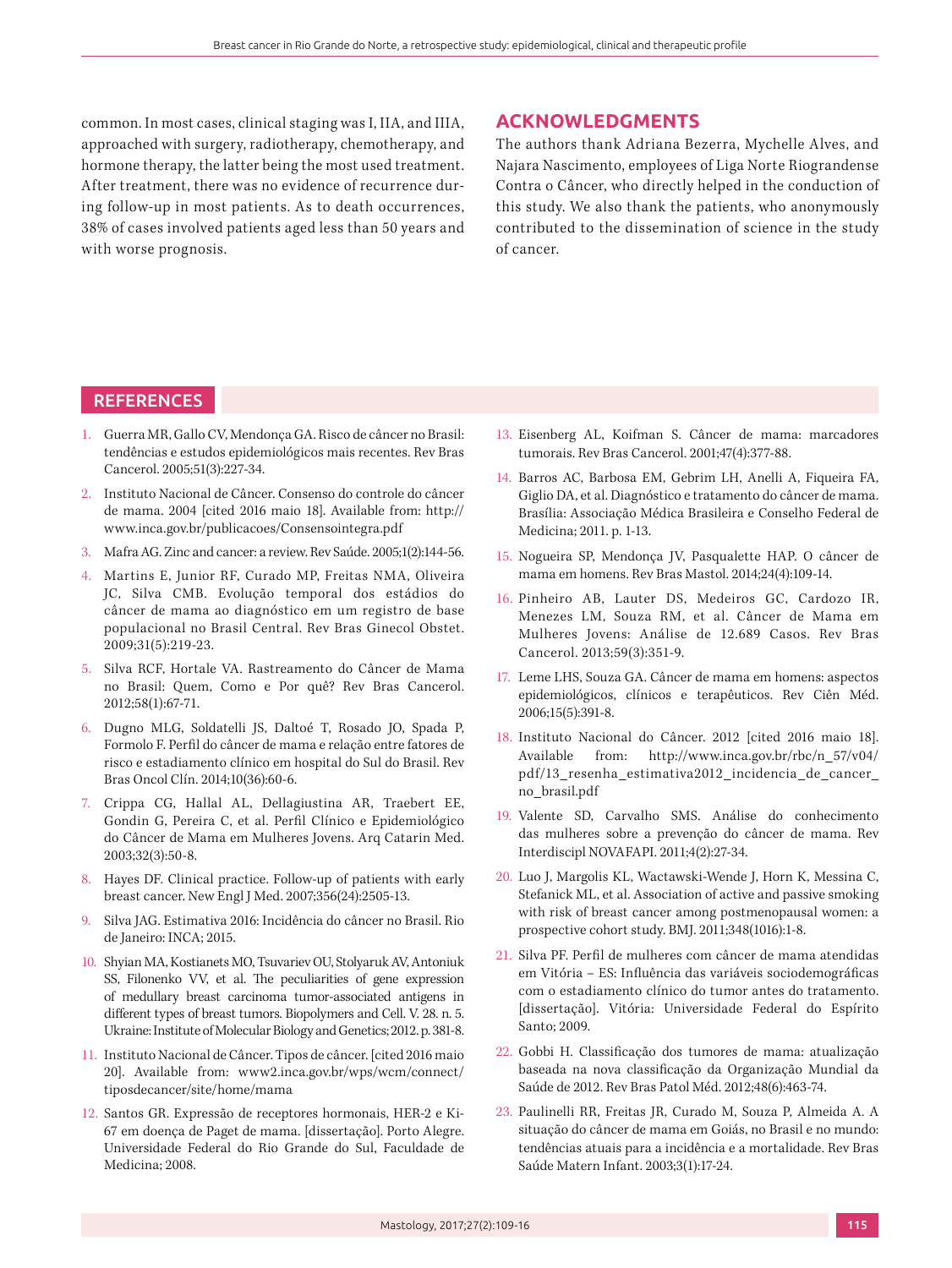common. In most cases, clinical staging was I, IIA, and IIIA, approached with surgery, radiotherapy, chemotherapy, and hormone therapy, the latter being the most used treatment. After treatment, there was no evidence of recurrence during follow-up in most patients. As to death occurrences, 38% of cases involved patients aged less than 50 years and with worse prognosis.

## ACKNOWLEDGMENTS

The authors thank Adriana Bezerra, Mychelle Alves, and Najara Nascimento, employees of Liga Norte Riograndense Contra o Câncer, who directly helped in the conduction of this study. We also thank the patients, who anonymously contributed to the dissemination of science in the study of cancer.

## REFERENCES

1. Guerra MR, Gallo CV, Mendonça GA. Risco de câncer no Brasil: tendências e estudos epidemiológicos mais recentes. Rev Bras Cancerol. 2005;51(3):227-34.
2. Instituto Nacional de Câncer. Consenso do controle do câncer de mama. 2004 [cited 2016 maio 18]. Available from: http://www.inca.gov.br/publicacoes/Consensointegra.pdf
3. Mafra AG. Zinc and cancer: a review. Rev Saúde. 2005;1(2):144-56.
4. Martins E, Junior RF, Curado MP, Freitas NMA, Oliveira JC, Silva CMB. Evolução temporal dos estádios do câncer de mama ao diagnóstico em um registro de base populacional no Brasil Central. Rev Bras Ginecol Obstet. 2009;31(5):219-23.
5. Silva RCF, Hortale VA. Rastreamento do Câncer de Mama no Brasil: Quem, Como e Por quê? Rev Bras Cancerol. 2012;58(1):67-71.
6. Dugno MLG, Soldatelli JS, Daltoé T, Rosado JO, Spada P, Formolo F. Perfil do câncer de mama e relação entre fatores de risco e estadiamento clínico em hospital do Sul do Brasil. Rev Bras Oncol Clín. 2014;10(36):60-6.
7. Crippa CG, Hallal AL, Dellagiustina AR, Traebert EE, Gondin G, Pereira C, et al. Perfil Clínico e Epidemiológico do Câncer de Mama em Mulheres Jovens. Arq Catarin Med. 2003;32(3):50-8.
8. Hayes DF. Clinical practice. Follow-up of patients with early breast cancer. New Engl J Med. 2007;356(24):2505-13.
9. Silva JAG. Estimativa 2016: Incidência do câncer no Brasil. Rio de Janeiro: INCA; 2015.
10. Shyian MA, Kostianets MO, Tsuvariev OU, Stolyaruk AV, Antoniuk SS, Filonenko VV, et al. The peculiarities of gene expression of medullary breast carcinoma tumor-associated antigens in different types of breast tumors. Biopolymers and Cell. V. 28. n. 5. Ukraine: Institute of Molecular Biology and Genetics; 2012. p. 381-8.
11. Instituto Nacional de Câncer. Tipos de câncer. [cited 2016 maio 20]. Available from: www2.inca.gov.br/wps/wcm/connect/tiposdecancer/site/home/mama
12. Santos GR. Expressão de receptores hormonais, HER-2 e Ki-67 em doença de Paget de mama. [dissertação]. Porto Alegre. Universidade Federal do Rio Grande do Sul, Faculdade de Medicina; 2008.
13. Eisenberg AL, Koifman S. Câncer de mama: marcadores tumorais. Rev Bras Cancerol. 2001;47(4):377-88.
14. Barros AC, Barbosa EM, Gebrim LH, Anelli A, Fiqueira FA, Giglio DA, et al. Diagnóstico e tratamento do câncer de mama. Brasília: Associação Médica Brasileira e Conselho Federal de Medicina; 2011. p. 1-13.
15. Nogueira SP, Mendonça JV, Pasqualette HAP. O câncer de mama em homens. Rev Bras Mastol. 2014;24(4):109-14.
16. Pinheiro AB, Lauter DS, Medeiros GC, Cardozo IR, Menezes LM, Souza RM, et al. Câncer de Mama em Mulheres Jovens: Análise de 12.689 Casos. Rev Bras Cancerol. 2013;59(3):351-9.
17. Leme LHS, Souza GA. Câncer de mama em homens: aspectos epidemiológicos, clínicos e terapêuticos. Rev Ciên Méd. 2006;15(5):391-8.
18. Instituto Nacional do Câncer. 2012 [cited 2016 maio 18]. Available from: http://www.inca.gov.br/rbc/n_57/v04/pdf/13_resenha_estimativa2012_incidencia_de_cancer_no_brasil.pdf
19. Valente SD, Carvalho SMS. Análise do conhecimento das mulheres sobre a prevenção do câncer de mama. Rev Interdiscipl NOVAFAPI. 2011;4(2):27-34.
20. Luo J, Margolis KL, Wactawski-Wende J, Horn K, Messina C, Stefanick ML, et al. Association of active and passive smoking with risk of breast cancer among postmenopausal women: a prospective cohort study. BMJ. 2011;348(1016):1-8.
21. Silva PF. Perfil de mulheres com câncer de mama atendidas em Vitória – ES: Influência das variáveis sociodemográficas com o estadiamento clínico do tumor antes do tratamento. [dissertação]. Vitória: Universidade Federal do Espírito Santo; 2009.
22. Gobbi H. Classificação dos tumores de mama: atualização baseada na nova classificação da Organização Mundial da Saúde de 2012. Rev Bras Patol Méd. 2012;48(6):463-74.
23. Paulinelli RR, Freitas JR, Curado M, Souza P, Almeida A. A situação do câncer de mama em Goiás, no Brasil e no mundo: tendências atuais para a incidência e a mortalidade. Rev Bras Saúde Matern Infant. 2003;3(1):17-24.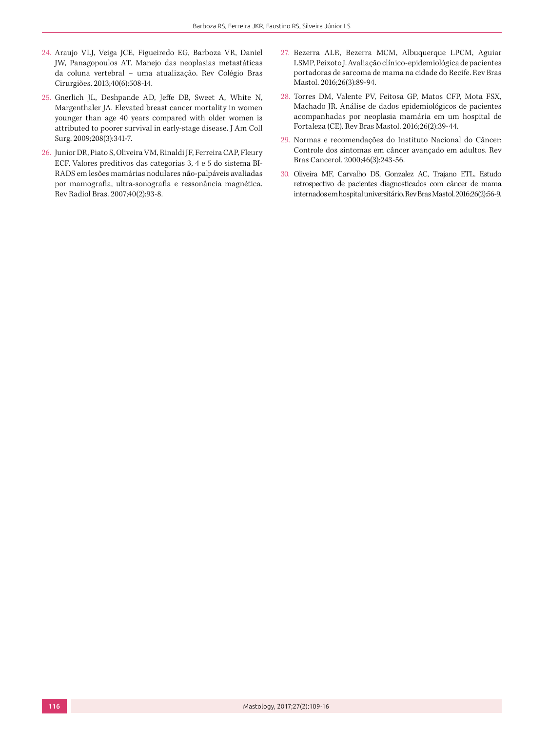24. Araujo VLJ, Veiga JCE, Figueiredo EG, Barboza VR, Daniel JW, Panagopoulos AT. Manejo das neoplasias metastáticas da coluna vertebral – uma atualização. Rev Colégio Bras Cirurgiões. 2013;40(6):508-14.
25. Gnerlich JL, Deshpande AD, Jeffe DB, Sweet A, White N, Margenthaler JA. Elevated breast cancer mortality in women younger than age 40 years compared with older women is attributed to poorer survival in early-stage disease. J Am Coll Surg. 2009;208(3):341-7.
26. Junior DR, Piato S, Oliveira VM, Rinaldi JF, Ferreira CAP, Fleury ECF. Valores preditivos das categorias 3, 4 e 5 do sistema BI-RADS em lesões mamárias nodulares não-palpáveis avaliadas por mamografia, ultra-sonografia e ressonância magnética. Rev Radiol Bras. 2007;40(2):93-8.
27. Bezerra ALR, Bezerra MCM, Albuquerque LPCM, Aguiar LSMP, Peixoto J. Avaliação clínico-epidemiológica de pacientes portadoras de sarcoma de mama na cidade do Recife. Rev Bras Mastol. 2016;26(3):89-94.
28. Torres DM, Valente PV, Feitosa GP, Matos CFP, Mota FSX, Machado JR. Análise de dados epidemiológicos de pacientes acompanhadas por neoplasia mamária em um hospital de Fortaleza (CE). Rev Bras Mastol. 2016;26(2):39-44.
29. Normas e recomendações do Instituto Nacional do Câncer: Controle dos sintomas em câncer avançado em adultos. Rev Bras Cancerol. 2000;46(3):243-56.
30. Oliveira MF, Carvalho DS, Gonzalez AC, Trajano ETL. Estudo retrospectivo de pacientes diagnosticados com câncer de mama internados em hospital universitário. Rev Bras Mastol. 2016;26(2):56-9.